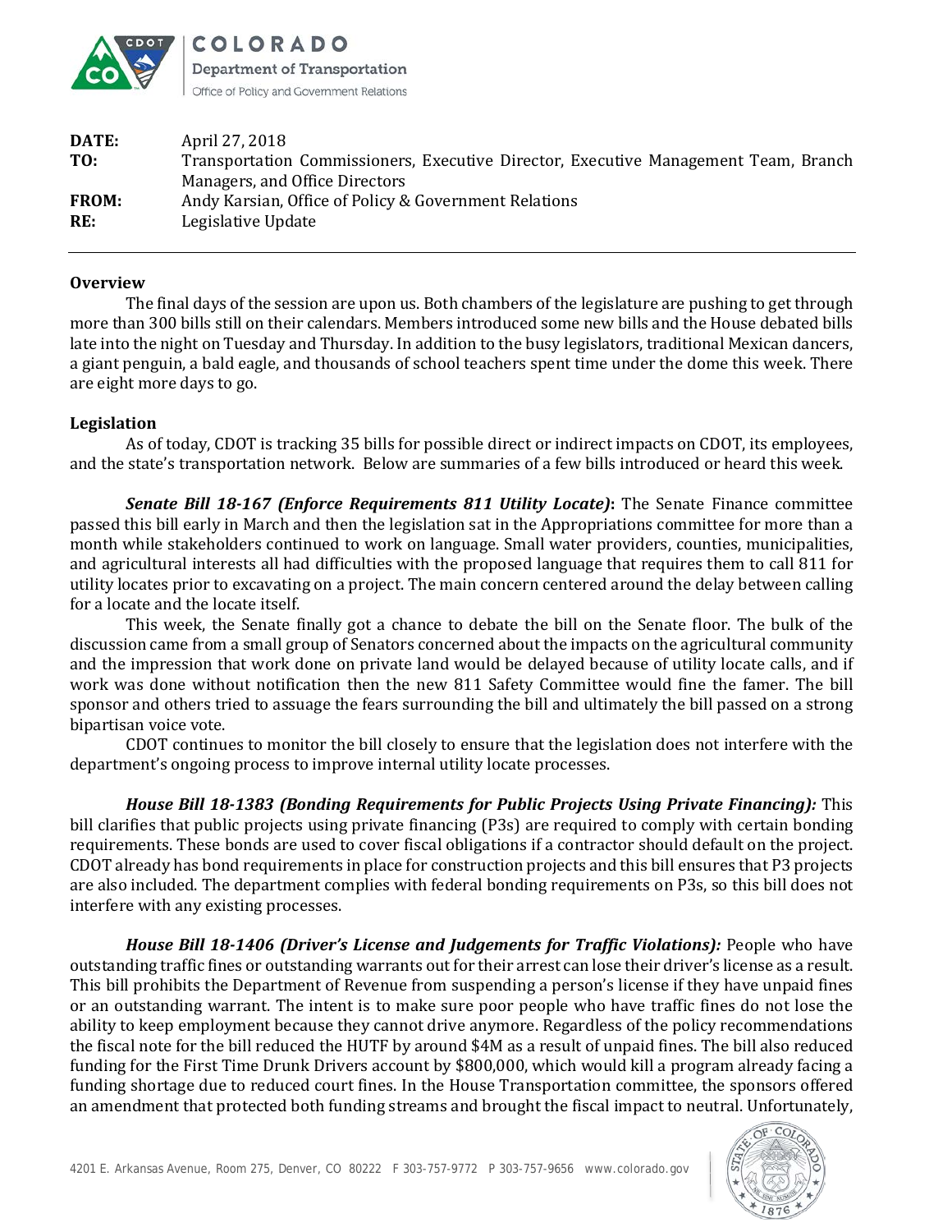COLORADO
Department of Transportation
Office of Policy and Government Relations

**DATE:** April 27, 2018
**TO:** Transportation Commissioners, Executive Director, Executive Management Team, Branch Managers, and Office Directors
**FROM:** Andy Karsian, Office of Policy & Government Relations
**RE:** Legislative Update

---

**Overview**

The final days of the session are upon us. Both chambers of the legislature are pushing to get through more than 300 bills still on their calendars. Members introduced some new bills and the House debated bills late into the night on Tuesday and Thursday. In addition to the busy legislators, traditional Mexican dancers, a giant penguin, a bald eagle, and thousands of school teachers spent time under the dome this week. There are eight more days to go.

**Legislation**

As of today, CDOT is tracking 35 bills for possible direct or indirect impacts on CDOT, its employees, and the state's transportation network. Below are summaries of a few bills introduced or heard this week.

***Senate Bill 18-167 (Enforce Requirements 811 Utility Locate)*:** The Senate Finance committee passed this bill early in March and then the legislation sat in the Appropriations committee for more than a month while stakeholders continued to work on language. Small water providers, counties, municipalities, and agricultural interests all had difficulties with the proposed language that requires them to call 811 for utility locates prior to excavating on a project. The main concern centered around the delay between calling for a locate and the locate itself.

This week, the Senate finally got a chance to debate the bill on the Senate floor. The bulk of the discussion came from a small group of Senators concerned about the impacts on the agricultural community and the impression that work done on private land would be delayed because of utility locate calls, and if work was done without notification then the new 811 Safety Committee would fine the famer. The bill sponsor and others tried to assuage the fears surrounding the bill and ultimately the bill passed on a strong bipartisan voice vote.

CDOT continues to monitor the bill closely to ensure that the legislation does not interfere with the department's ongoing process to improve internal utility locate processes.

***House Bill 18-1383 (Bonding Requirements for Public Projects Using Private Financing):*** This bill clarifies that public projects using private financing (P3s) are required to comply with certain bonding requirements. These bonds are used to cover fiscal obligations if a contractor should default on the project. CDOT already has bond requirements in place for construction projects and this bill ensures that P3 projects are also included. The department complies with federal bonding requirements on P3s, so this bill does not interfere with any existing processes.

***House Bill 18-1406 (Driver's License and Judgements for Traffic Violations):*** People who have outstanding traffic fines or outstanding warrants out for their arrest can lose their driver's license as a result. This bill prohibits the Department of Revenue from suspending a person's license if they have unpaid fines or an outstanding warrant. The intent is to make sure poor people who have traffic fines do not lose the ability to keep employment because they cannot drive anymore. Regardless of the policy recommendations the fiscal note for the bill reduced the HUTF by around $4M as a result of unpaid fines. The bill also reduced funding for the First Time Drunk Drivers account by $800,000, which would kill a program already facing a funding shortage due to reduced court fines. In the House Transportation committee, the sponsors offered an amendment that protected both funding streams and brought the fiscal impact to neutral. Unfortunately,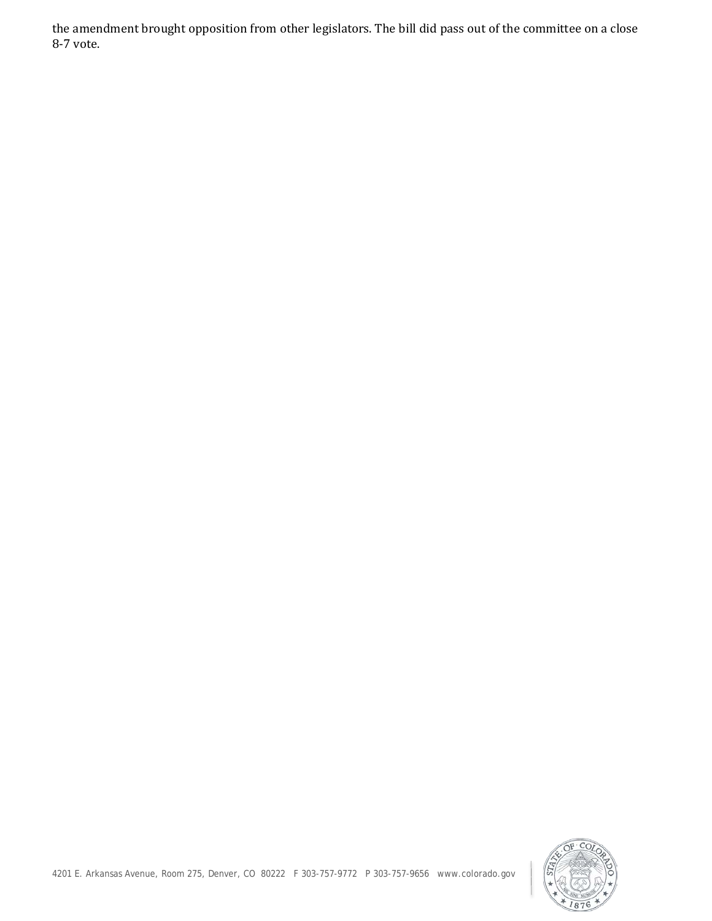the amendment brought opposition from other legislators. The bill did pass out of the committee on a close 8-7 vote.